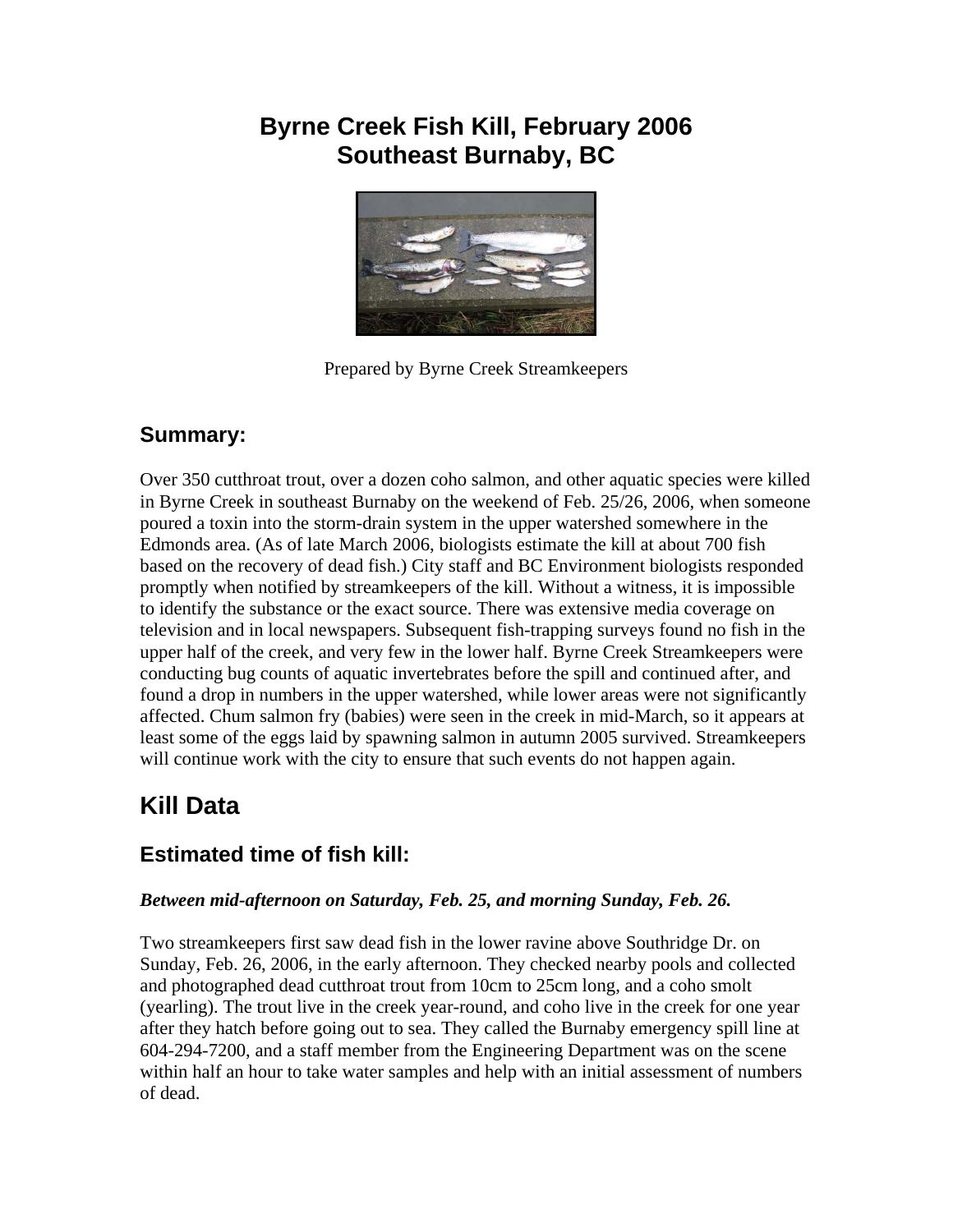# Byrne Creek Fish Kill, February 2006
# Southeast Burnaby, BC

Prepared by Byrne Creek Streamkeepers

## Summary:

Over 350 cutthroat trout, over a dozen coho salmon, and other aquatic species were killed in Byrne Creek in southeast Burnaby on the weekend of Feb. 25/26, 2006, when someone poured a toxin into the storm-drain system in the upper watershed somewhere in the Edmonds area. (As of late March 2006, biologists estimate the kill at about 700 fish based on the recovery of dead fish.) City staff and BC Environment biologists responded promptly when notified by streamkeepers of the kill. Without a witness, it is impossible to identify the substance or the exact source. There was extensive media coverage on television and in local newspapers. Subsequent fish-trapping surveys found no fish in the upper half of the creek, and very few in the lower half. Byrne Creek Streamkeepers were conducting bug counts of aquatic invertebrates before the spill and continued after, and found a drop in numbers in the upper watershed, while lower areas were not significantly affected. Chum salmon fry (babies) were seen in the creek in mid-March, so it appears at least some of the eggs laid by spawning salmon in autumn 2005 survived. Streamkeepers will continue work with the city to ensure that such events do not happen again.

# Kill Data

## Estimated time of fish kill:

***Between mid-afternoon on Saturday, Feb. 25, and morning Sunday, Feb. 26.***

Two streamkeepers first saw dead fish in the lower ravine above Southridge Dr. on Sunday, Feb. 26, 2006, in the early afternoon. They checked nearby pools and collected and photographed dead cutthroat trout from 10cm to 25cm long, and a coho smolt (yearling). The trout live in the creek year-round, and coho live in the creek for one year after they hatch before going out to sea. They called the Burnaby emergency spill line at 604-294-7200, and a staff member from the Engineering Department was on the scene within half an hour to take water samples and help with an initial assessment of numbers of dead.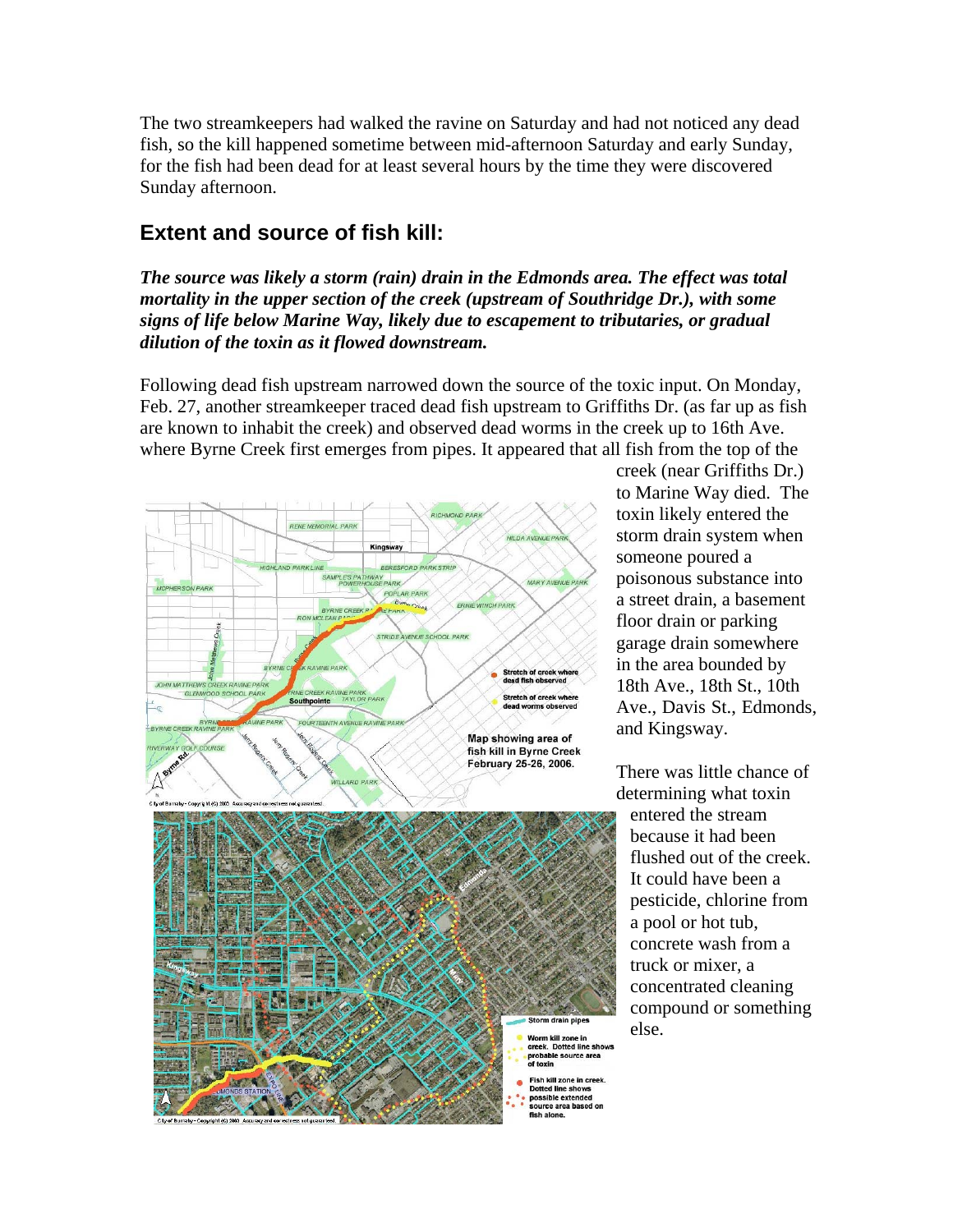The two streamkeepers had walked the ravine on Saturday and had not noticed any dead fish, so the kill happened sometime between mid-afternoon Saturday and early Sunday, for the fish had been dead for at least several hours by the time they were discovered Sunday afternoon.

## Extent and source of fish kill:

***The source was likely a storm (rain) drain in the Edmonds area. The effect was total mortality in the upper section of the creek (upstream of Southridge Dr.), with some signs of life below Marine Way, likely due to escapement to tributaries, or gradual dilution of the toxin as it flowed downstream.***

Following dead fish upstream narrowed down the source of the toxic input. On Monday, Feb. 27, another streamkeeper traced dead fish upstream to Griffiths Dr. (as far up as fish are known to inhabit the creek) and observed dead worms in the creek up to 16th Ave. where Byrne Creek first emerges from pipes. It appeared that all fish from the top of the creek (near Griffiths Dr.) to Marine Way died. The toxin likely entered the storm drain system when someone poured a poisonous substance into a street drain, a basement floor drain or parking garage drain somewhere in the area bounded by 18th Ave., 18th St., 10th Ave., Davis St., Edmonds, and Kingsway.

Map showing area of fish kill in Byrne Creek February 25-26, 2006.

There was little chance of determining what toxin entered the stream because it had been flushed out of the creek. It could have been a pesticide, chlorine from a pool or hot tub, concrete wash from a truck or mixer, a concentrated cleaning compound or something else.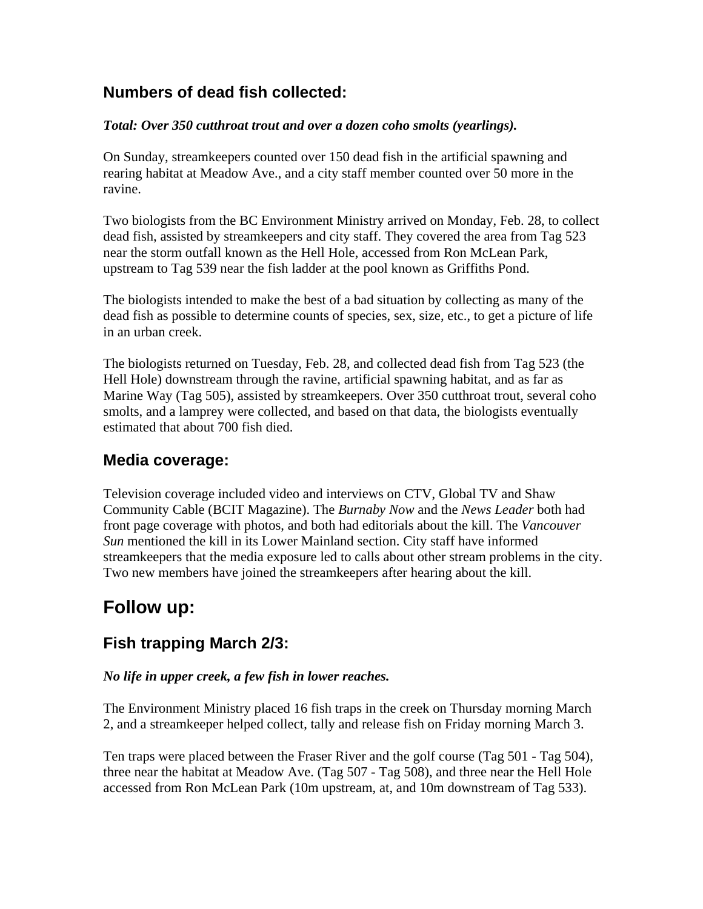## Numbers of dead fish collected:

***Total: Over 350 cutthroat trout and over a dozen coho smolts (yearlings).***

On Sunday, streamkeepers counted over 150 dead fish in the artificial spawning and rearing habitat at Meadow Ave., and a city staff member counted over 50 more in the ravine.

Two biologists from the BC Environment Ministry arrived on Monday, Feb. 28, to collect dead fish, assisted by streamkeepers and city staff. They covered the area from Tag 523 near the storm outfall known as the Hell Hole, accessed from Ron McLean Park, upstream to Tag 539 near the fish ladder at the pool known as Griffiths Pond.

The biologists intended to make the best of a bad situation by collecting as many of the dead fish as possible to determine counts of species, sex, size, etc., to get a picture of life in an urban creek.

The biologists returned on Tuesday, Feb. 28, and collected dead fish from Tag 523 (the Hell Hole) downstream through the ravine, artificial spawning habitat, and as far as Marine Way (Tag 505), assisted by streamkeepers. Over 350 cutthroat trout, several coho smolts, and a lamprey were collected, and based on that data, the biologists eventually estimated that about 700 fish died.

## Media coverage:

Television coverage included video and interviews on CTV, Global TV and Shaw Community Cable (BCIT Magazine). The *Burnaby Now* and the *News Leader* both had front page coverage with photos, and both had editorials about the kill. The *Vancouver Sun* mentioned the kill in its Lower Mainland section. City staff have informed streamkeepers that the media exposure led to calls about other stream problems in the city. Two new members have joined the streamkeepers after hearing about the kill.

# Follow up:

## Fish trapping March 2/3:

***No life in upper creek, a few fish in lower reaches.***

The Environment Ministry placed 16 fish traps in the creek on Thursday morning March 2, and a streamkeeper helped collect, tally and release fish on Friday morning March 3.

Ten traps were placed between the Fraser River and the golf course (Tag 501 - Tag 504), three near the habitat at Meadow Ave. (Tag 507 - Tag 508), and three near the Hell Hole accessed from Ron McLean Park (10m upstream, at, and 10m downstream of Tag 533).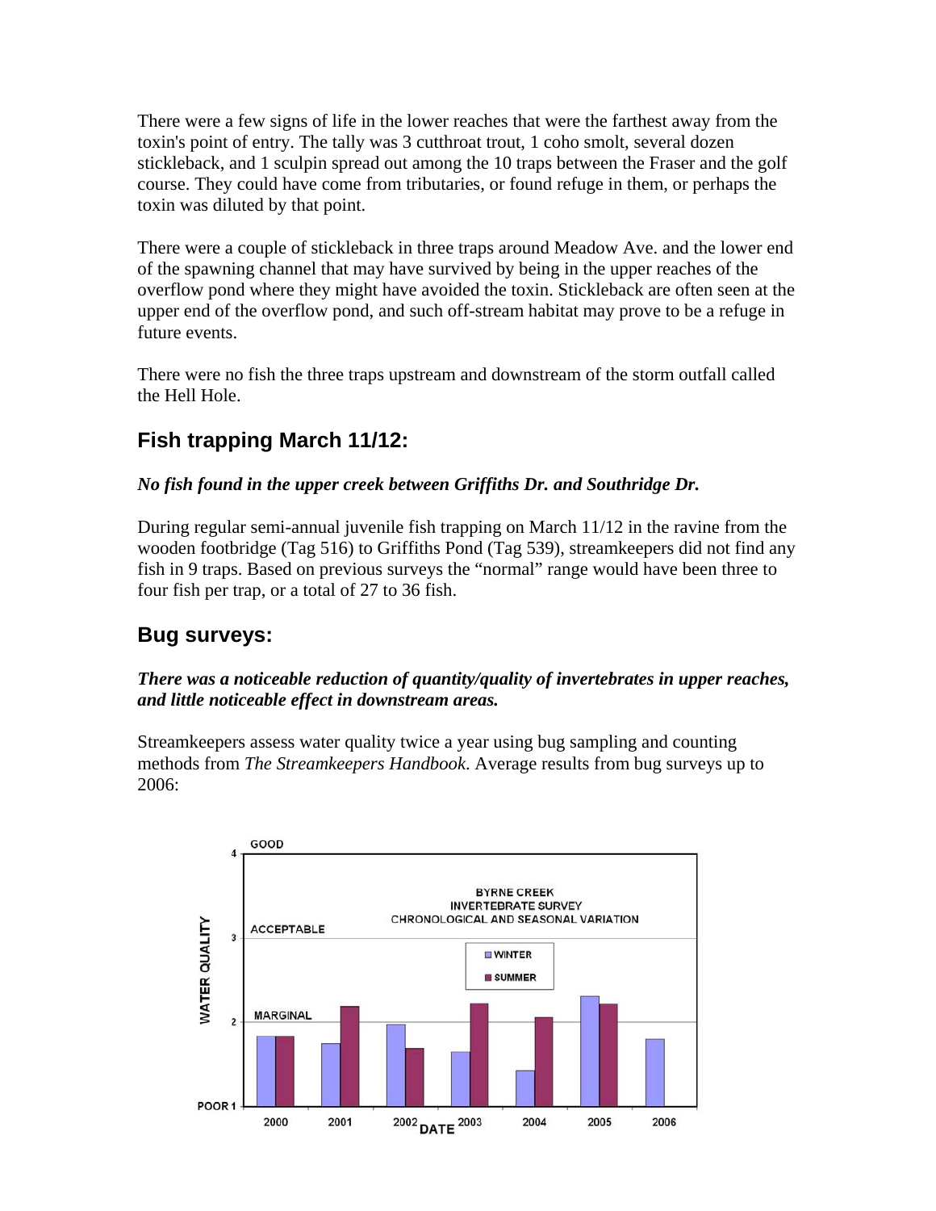There were a few signs of life in the lower reaches that were the farthest away from the toxin's point of entry. The tally was 3 cutthroat trout, 1 coho smolt, several dozen stickleback, and 1 sculpin spread out among the 10 traps between the Fraser and the golf course. They could have come from tributaries, or found refuge in them, or perhaps the toxin was diluted by that point.

There were a couple of stickleback in three traps around Meadow Ave. and the lower end of the spawning channel that may have survived by being in the upper reaches of the overflow pond where they might have avoided the toxin. Stickleback are often seen at the upper end of the overflow pond, and such off-stream habitat may prove to be a refuge in future events.

There were no fish the three traps upstream and downstream of the storm outfall called the Hell Hole.

## Fish trapping March 11/12:

***No fish found in the upper creek between Griffiths Dr. and Southridge Dr.***

During regular semi-annual juvenile fish trapping on March 11/12 in the ravine from the wooden footbridge (Tag 516) to Griffiths Pond (Tag 539), streamkeepers did not find any fish in 9 traps. Based on previous surveys the "normal" range would have been three to four fish per trap, or a total of 27 to 36 fish.

## Bug surveys:

***There was a noticeable reduction of quantity/quality of invertebrates in upper reaches, and little noticeable effect in downstream areas.***

Streamkeepers assess water quality twice a year using bug sampling and counting methods from *The Streamkeepers Handbook*. Average results from bug surveys up to 2006: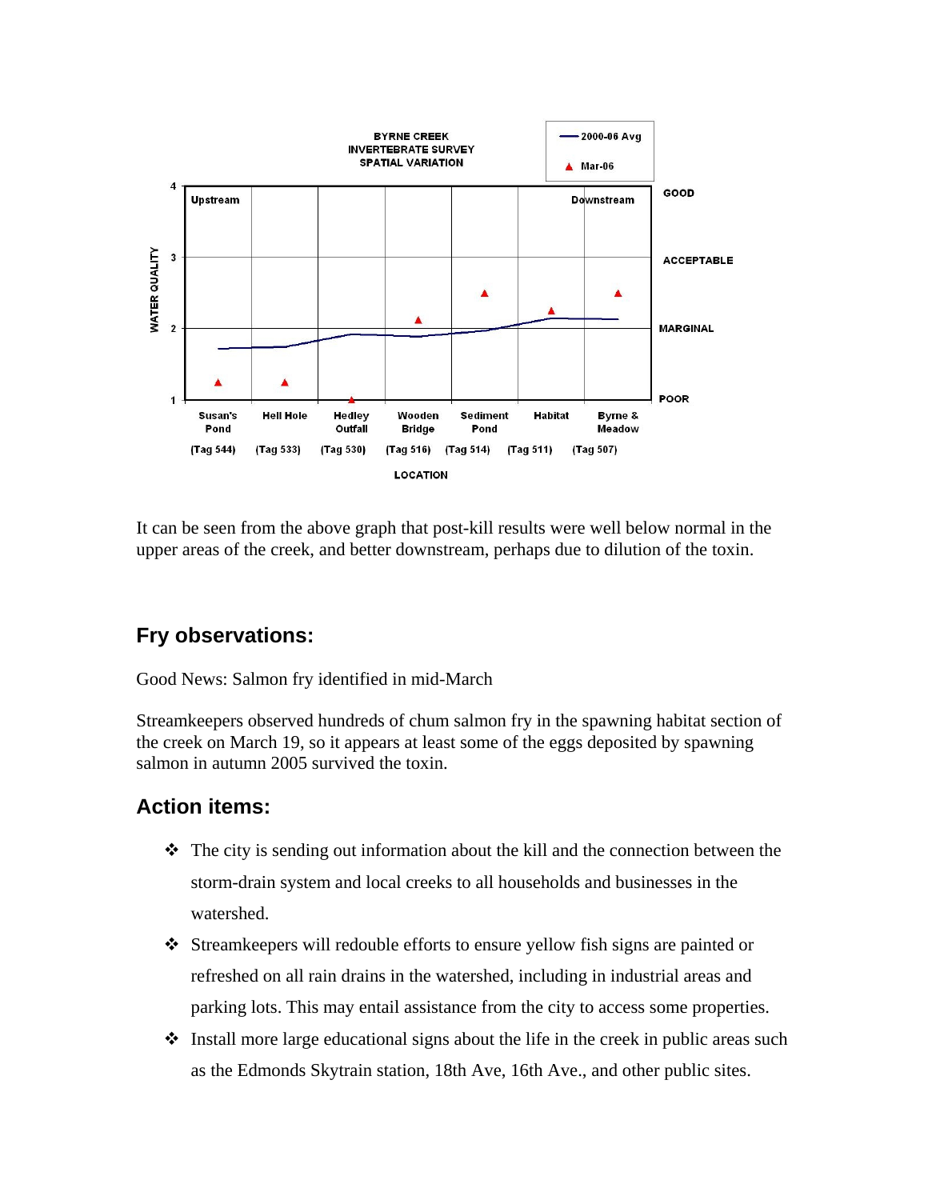It can be seen from the above graph that post-kill results were well below normal in the upper areas of the creek, and better downstream, perhaps due to dilution of the toxin.

## Fry observations:

Good News: Salmon fry identified in mid-March

Streamkeepers observed hundreds of chum salmon fry in the spawning habitat section of the creek on March 19, so it appears at least some of the eggs deposited by spawning salmon in autumn 2005 survived the toxin.

## Action items:

- The city is sending out information about the kill and the connection between the storm-drain system and local creeks to all households and businesses in the watershed.
- Streamkeepers will redouble efforts to ensure yellow fish signs are painted or refreshed on all rain drains in the watershed, including in industrial areas and parking lots. This may entail assistance from the city to access some properties.
- Install more large educational signs about the life in the creek in public areas such as the Edmonds Skytrain station, 18th Ave, 16th Ave., and other public sites.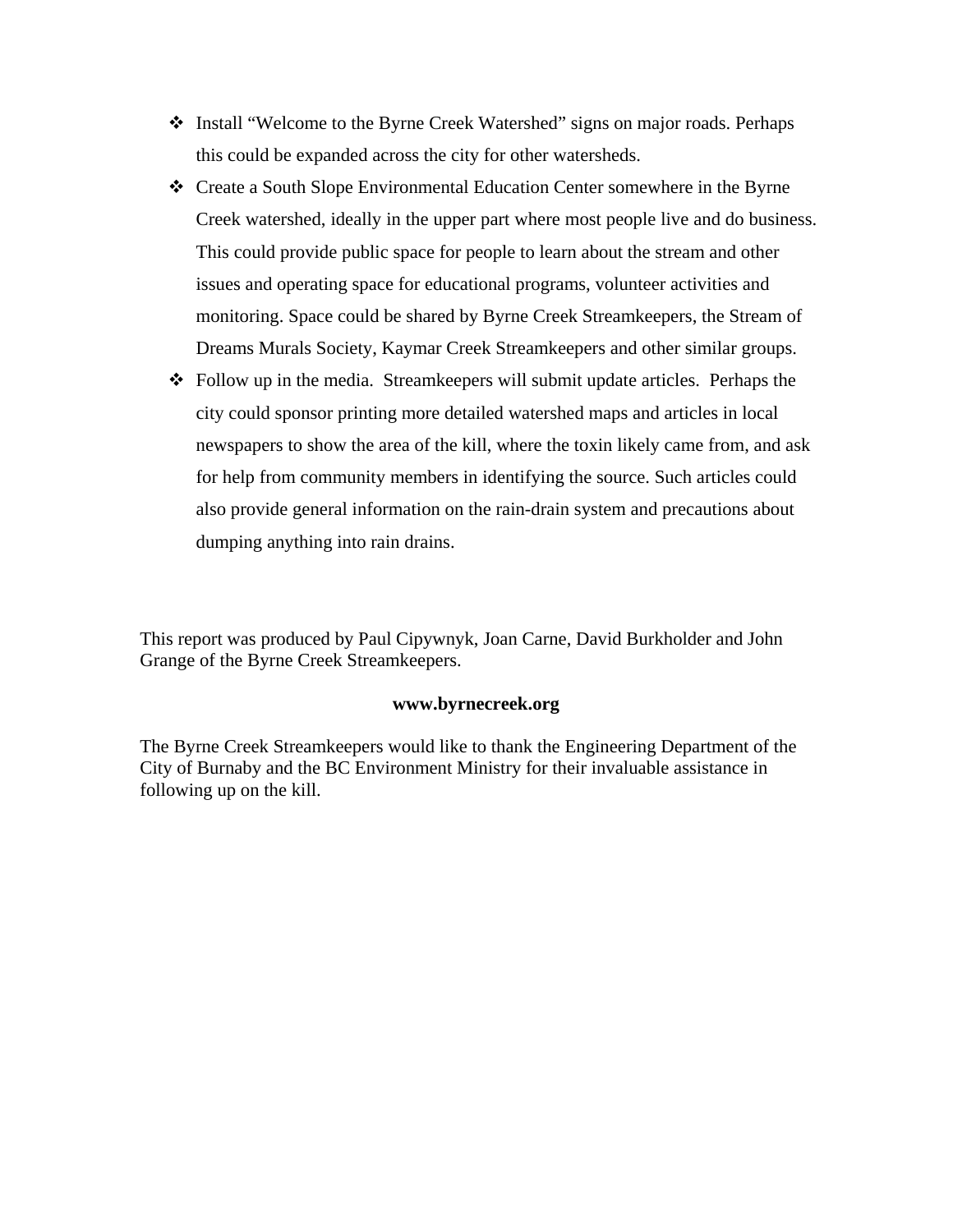- Install “Welcome to the Byrne Creek Watershed” signs on major roads. Perhaps this could be expanded across the city for other watersheds.
- Create a South Slope Environmental Education Center somewhere in the Byrne Creek watershed, ideally in the upper part where most people live and do business. This could provide public space for people to learn about the stream and other issues and operating space for educational programs, volunteer activities and monitoring. Space could be shared by Byrne Creek Streamkeepers, the Stream of Dreams Murals Society, Kaymar Creek Streamkeepers and other similar groups.
- Follow up in the media. Streamkeepers will submit update articles. Perhaps the city could sponsor printing more detailed watershed maps and articles in local newspapers to show the area of the kill, where the toxin likely came from, and ask for help from community members in identifying the source. Such articles could also provide general information on the rain-drain system and precautions about dumping anything into rain drains.

This report was produced by Paul Cipywnyk, Joan Carne, David Burkholder and John Grange of the Byrne Creek Streamkeepers.

**www.byrnecreek.org**

The Byrne Creek Streamkeepers would like to thank the Engineering Department of the City of Burnaby and the BC Environment Ministry for their invaluable assistance in following up on the kill.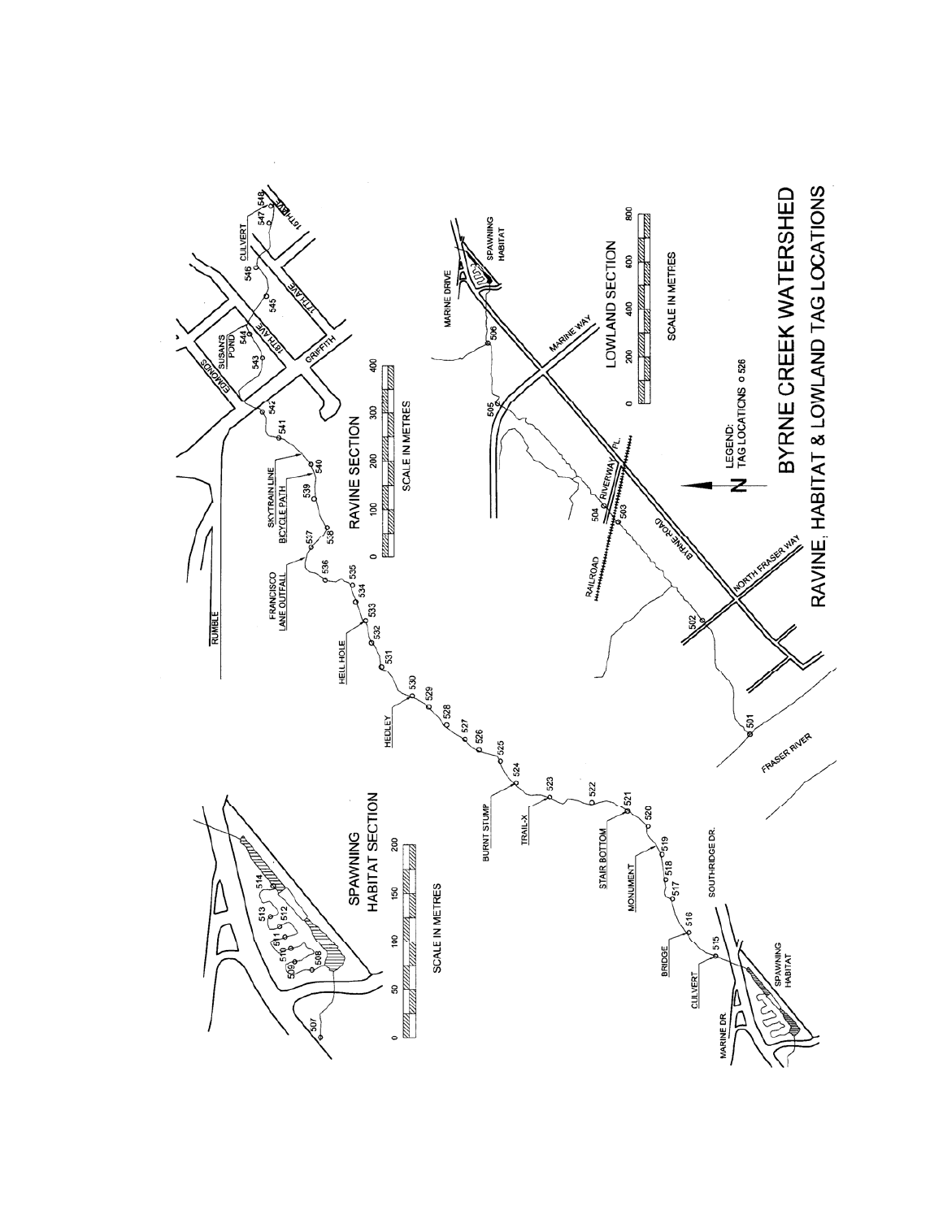BYRNE CREEK WATERSHED

RAVINE, HABITAT & LOWLAND TAG LOCATIONS

LEGEND:
TAG LOCATIONS o 526

N

SPAWNING
HABITAT SECTION

0 50 100 150 200

SCALE IN METRES

RAVINE SECTION

0 100 200 300 400

SCALE IN METRES

LOWLAND SECTION

0 200 400 600 800

SCALE IN METRES

507 508 509 510 511 512 513 514

515 516 517 518 519 520 521 522 523 524 525 526 527 528 529 530 531 532 533 534 535 536 537 538 539 540 541 542 543 544 545 546 547 548

501 502 503 504 505 506

CULVERT
BRIDGE
MONUMENT
STAIR BOTTOM
TRAIL-X
BURNT STUMP
HEDLEY
HELL HOLE
FRANCISCO LANE OUTFALL
SKYTRAIN LINE BICYCLE PATH
SUSAN'S POND
CULVERT

MARINE DR.
SOUTHRIDGE DR.
SPAWNING HABITAT
RUMBLE
EDMONDS
18TH AVE
17TH AVE
19TH AVE
GRIFFITH

MARINE DRIVE
SPAWNING HABITAT
MARINE WAY
RIVERWAY PL.
RAILROAD
BYRNE ROAD
NORTH FRASER WAY
FRASER RIVER